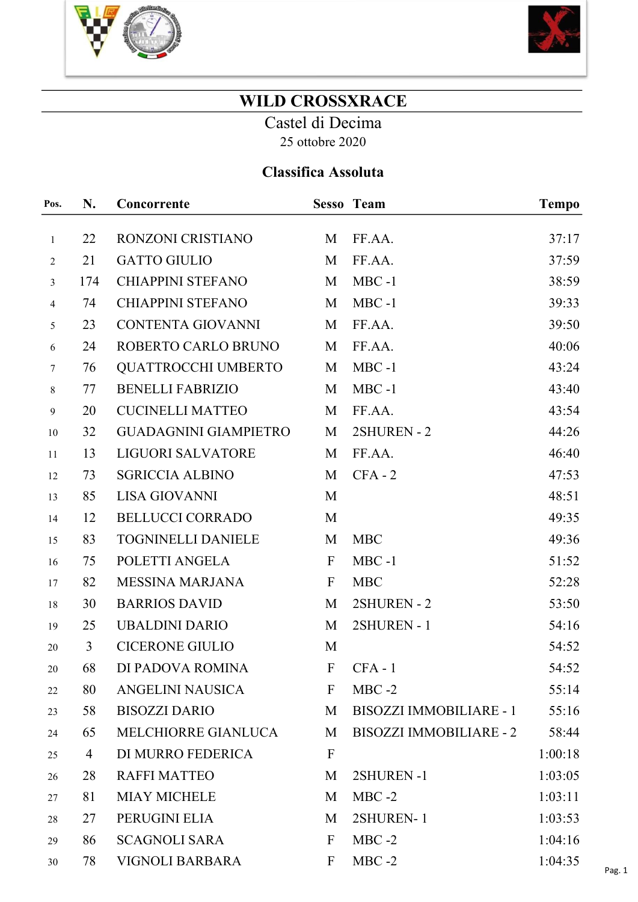# WILD CROSSXRACE

Castel di Decima

25 ottobre 2020

## Classifica Assoluta

| Pos. | N. | Concorrente | Sesso | Team | Tempo |
|---|---|---|---|---|---|
| 1 | 22 | RONZONI CRISTIANO | M | FF.AA. | 37:17 |
| 2 | 21 | GATTO GIULIO | M | FF.AA. | 37:59 |
| 3 | 174 | CHIAPPINI STEFANO | M | MBC -1 | 38:59 |
| 4 | 74 | CHIAPPINI STEFANO | M | MBC -1 | 39:33 |
| 5 | 23 | CONTENTA GIOVANNI | M | FF.AA. | 39:50 |
| 6 | 24 | ROBERTO CARLO BRUNO | M | FF.AA. | 40:06 |
| 7 | 76 | QUATTROCCHI UMBERTO | M | MBC -1 | 43:24 |
| 8 | 77 | BENELLI FABRIZIO | M | MBC -1 | 43:40 |
| 9 | 20 | CUCINELLI MATTEO | M | FF.AA. | 43:54 |
| 10 | 32 | GUADAGNINI GIAMPIETRO | M | 2SHUREN - 2 | 44:26 |
| 11 | 13 | LIGUORI SALVATORE | M | FF.AA. | 46:40 |
| 12 | 73 | SGRICCIA ALBINO | M | CFA - 2 | 47:53 |
| 13 | 85 | LISA GIOVANNI | M | | 48:51 |
| 14 | 12 | BELLUCCI CORRADO | M | | 49:35 |
| 15 | 83 | TOGNINELLI DANIELE | M | MBC | 49:36 |
| 16 | 75 | POLETTI ANGELA | F | MBC -1 | 51:52 |
| 17 | 82 | MESSINA MARJANA | F | MBC | 52:28 |
| 18 | 30 | BARRIOS DAVID | M | 2SHUREN - 2 | 53:50 |
| 19 | 25 | UBALDINI DARIO | M | 2SHUREN - 1 | 54:16 |
| 20 | 3 | CICERONE GIULIO | M | | 54:52 |
| 20 | 68 | DI PADOVA ROMINA | F | CFA - 1 | 54:52 |
| 22 | 80 | ANGELINI NAUSICA | F | MBC -2 | 55:14 |
| 23 | 58 | BISOZZI DARIO | M | BISOZZI IMMOBILIARE - 1 | 55:16 |
| 24 | 65 | MELCHIORRE GIANLUCA | M | BISOZZI IMMOBILIARE - 2 | 58:44 |
| 25 | 4 | DI MURRO FEDERICA | F | | 1:00:18 |
| 26 | 28 | RAFFI MATTEO | M | 2SHUREN -1 | 1:03:05 |
| 27 | 81 | MIAY MICHELE | M | MBC -2 | 1:03:11 |
| 28 | 27 | PERUGINI ELIA | M | 2SHUREN- 1 | 1:03:53 |
| 29 | 86 | SCAGNOLI SARA | F | MBC -2 | 1:04:16 |
| 30 | 78 | VIGNOLI BARBARA | F | MBC -2 | 1:04:35 |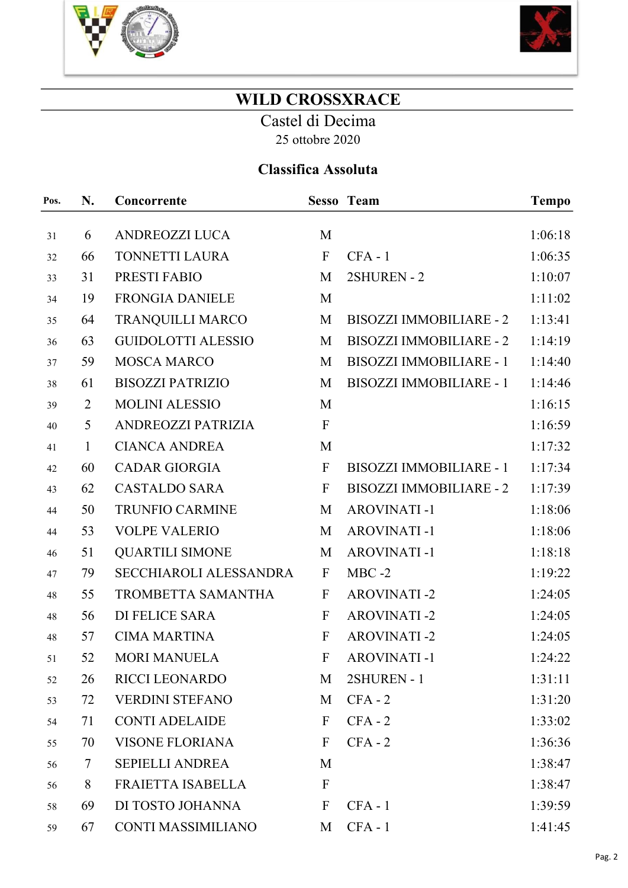# WILD CROSSXRACE

Castel di Decima

25 ottobre 2020

## Classifica Assoluta

| Pos. | N. | Concorrente | Sesso | Team | Tempo |
|---|---|---|---|---|---|
| 31 | 6 | ANDREOZZI LUCA | M | | 1:06:18 |
| 32 | 66 | TONNETTI LAURA | F | CFA - 1 | 1:06:35 |
| 33 | 31 | PRESTI FABIO | M | 2SHUREN - 2 | 1:10:07 |
| 34 | 19 | FRONGIA DANIELE | M | | 1:11:02 |
| 35 | 64 | TRANQUILLI MARCO | M | BISOZZI IMMOBILIARE - 2 | 1:13:41 |
| 36 | 63 | GUIDOLOTTI ALESSIO | M | BISOZZI IMMOBILIARE - 2 | 1:14:19 |
| 37 | 59 | MOSCA MARCO | M | BISOZZI IMMOBILIARE - 1 | 1:14:40 |
| 38 | 61 | BISOZZI PATRIZIO | M | BISOZZI IMMOBILIARE - 1 | 1:14:46 |
| 39 | 2 | MOLINI ALESSIO | M | | 1:16:15 |
| 40 | 5 | ANDREOZZI PATRIZIA | F | | 1:16:59 |
| 41 | 1 | CIANCA ANDREA | M | | 1:17:32 |
| 42 | 60 | CADAR GIORGIA | F | BISOZZI IMMOBILIARE - 1 | 1:17:34 |
| 43 | 62 | CASTALDO SARA | F | BISOZZI IMMOBILIARE - 2 | 1:17:39 |
| 44 | 50 | TRUNFIO CARMINE | M | AROVINATI -1 | 1:18:06 |
| 44 | 53 | VOLPE VALERIO | M | AROVINATI -1 | 1:18:06 |
| 46 | 51 | QUARTILI SIMONE | M | AROVINATI -1 | 1:18:18 |
| 47 | 79 | SECCHIAROLI ALESSANDRA | F | MBC -2 | 1:19:22 |
| 48 | 55 | TROMBETTA SAMANTHA | F | AROVINATI -2 | 1:24:05 |
| 48 | 56 | DI FELICE SARA | F | AROVINATI -2 | 1:24:05 |
| 48 | 57 | CIMA MARTINA | F | AROVINATI -2 | 1:24:05 |
| 51 | 52 | MORI MANUELA | F | AROVINATI -1 | 1:24:22 |
| 52 | 26 | RICCI LEONARDO | M | 2SHUREN - 1 | 1:31:11 |
| 53 | 72 | VERDINI STEFANO | M | CFA - 2 | 1:31:20 |
| 54 | 71 | CONTI ADELAIDE | F | CFA - 2 | 1:33:02 |
| 55 | 70 | VISONE FLORIANA | F | CFA - 2 | 1:36:36 |
| 56 | 7 | SEPIELLI ANDREA | M | | 1:38:47 |
| 56 | 8 | FRAIETTA ISABELLA | F | | 1:38:47 |
| 58 | 69 | DI TOSTO JOHANNA | F | CFA - 1 | 1:39:59 |
| 59 | 67 | CONTI MASSIMILIANO | M | CFA - 1 | 1:41:45 |